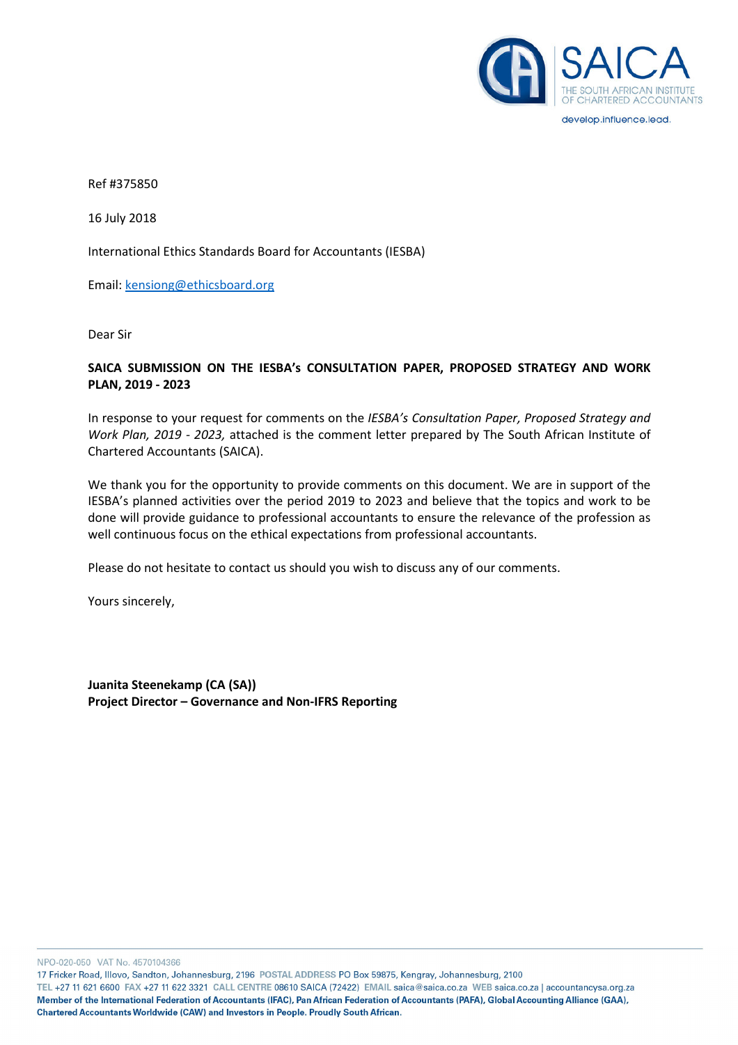Ref #375850

16 July 2018

International Ethics Standards Board for Accountants (IESBA)

Email: kensiong@ethicsboard.org

Dear Sir

**SAICA SUBMISSION ON THE IESBA's CONSULTATION PAPER, PROPOSED STRATEGY AND WORK PLAN, 2019 - 2023**

In response to your request for comments on the *IESBA's Consultation Paper, Proposed Strategy and Work Plan, 2019 - 2023,* attached is the comment letter prepared by The South African Institute of Chartered Accountants (SAICA).

We thank you for the opportunity to provide comments on this document. We are in support of the IESBA's planned activities over the period 2019 to 2023 and believe that the topics and work to be done will provide guidance to professional accountants to ensure the relevance of the profession as well continuous focus on the ethical expectations from professional accountants.

Please do not hesitate to contact us should you wish to discuss any of our comments.

Yours sincerely,

**Juanita Steenekamp (CA (SA))**
**Project Director – Governance and Non-IFRS Reporting**

NPO-020-050 VAT No. 4570104366
17 Fricker Road, Illovo, Sandton, Johannesburg, 2196 POSTAL ADDRESS PO Box 59875, Kengray, Johannesburg, 2100
TEL +27 11 621 6600 FAX +27 11 622 3321 CALL CENTRE 08610 SAICA (72422) EMAIL saica@saica.co.za WEB saica.co.za | accountancysa.org.za
**Member of the International Federation of Accountants (IFAC), Pan African Federation of Accountants (PAFA), Global Accounting Alliance (GAA), Chartered Accountants Worldwide (CAW) and Investors in People. Proudly South African.**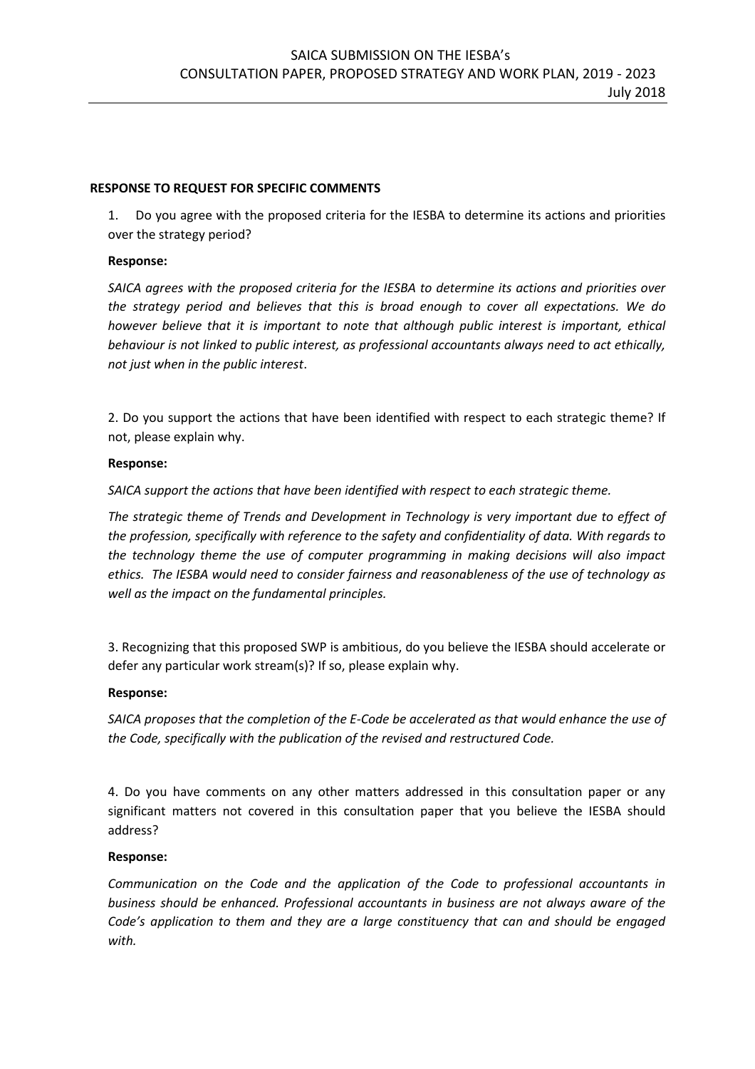**RESPONSE TO REQUEST FOR SPECIFIC COMMENTS**

1. Do you agree with the proposed criteria for the IESBA to determine its actions and priorities over the strategy period?

**Response:**

*SAICA agrees with the proposed criteria for the IESBA to determine its actions and priorities over the strategy period and believes that this is broad enough to cover all expectations. We do however believe that it is important to note that although public interest is important, ethical behaviour is not linked to public interest, as professional accountants always need to act ethically, not just when in the public interest.*

2. Do you support the actions that have been identified with respect to each strategic theme? If not, please explain why.

**Response:**

*SAICA support the actions that have been identified with respect to each strategic theme.*

*The strategic theme of Trends and Development in Technology is very important due to effect of the profession, specifically with reference to the safety and confidentiality of data. With regards to the technology theme the use of computer programming in making decisions will also impact ethics. The IESBA would need to consider fairness and reasonableness of the use of technology as well as the impact on the fundamental principles.*

3. Recognizing that this proposed SWP is ambitious, do you believe the IESBA should accelerate or defer any particular work stream(s)? If so, please explain why.

**Response:**

*SAICA proposes that the completion of the E-Code be accelerated as that would enhance the use of the Code, specifically with the publication of the revised and restructured Code.*

4. Do you have comments on any other matters addressed in this consultation paper or any significant matters not covered in this consultation paper that you believe the IESBA should address?

**Response:**

*Communication on the Code and the application of the Code to professional accountants in business should be enhanced. Professional accountants in business are not always aware of the Code's application to them and they are a large constituency that can and should be engaged with.*